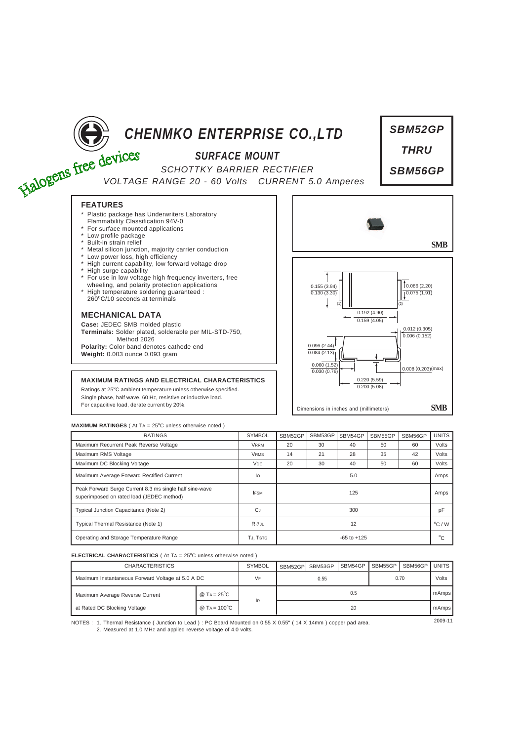# CHENMKO ENTERPRISE CO.,LTD

Halogens free devices

## SURFACE MOUNT

SCHOTTKY BARRIER RECTIFIER

VOLTAGE RANGE 20 - 60 Volts CURRENT 5.0 Amperes

**SBM52GP THRU SBM56GP**

### FEATURES

- Plastic package has Underwriters Laboratory Flammability Classification 94V-0
- For surface mounted applications
- Low profile package
- Built-in strain relief
- Metal silicon junction, majority carrier conduction
- Low power loss, high efficiency
- High current capability, low forward voltage drop
- High surge capability
- For use in low voltage high frequency inverters, free wheeling, and polarity protection applications
- High temperature soldering guaranteed : 260°C/10 seconds at terminals

### MECHANICAL DATA

**Case:** JEDEC SMB molded plastic

**Terminals:** Solder plated, solderable per MIL-STD-750, Method 2026

**Polarity:** Color band denotes cathode end

**Weight:** 0.003 ounce 0.093 gram

SMB

0.155 (3.94) / 0.130 (3.30)

0.086 (2.20) / 0.075 (1.91)

0.192 (4.90) / 0.159 (4.05)

0.012 (0.305) / 0.006 (0.152)

0.096 (2.44) / 0.084 (2.13)

0.060 (1.52) / 0.030 (0.76)

0.008 (0.203)(max)

0.220 (5.59) / 0.200 (5.08)

Dimensions in inches and (millimeters)

SMB

### MAXIMUM RATINGS AND ELECTRICAL CHARACTERISTICS

Ratings at 25°C ambient temperature unless otherwise specified.
Single phase, half wave, 60 Hz, resistive or inductive load.
For capacitive load, derate current by 20%.

**MAXIMUM RATINGES** ( At $T_A$ = 25°C unless otherwise noted )

| RATINGS | SYMBOL | SBM52GP | SBM53GP | SBM54GP | SBM55GP | SBM56GP | UNITS |
|---|---|---|---|---|---|---|---|
| Maximum Recurrent Peak Reverse Voltage | $V_{RRM}$ | 20 | 30 | 40 | 50 | 60 | Volts |
| Maximum RMS Voltage | $V_{RMS}$ | 14 | 21 | 28 | 35 | 42 | Volts |
| Maximum DC Blocking Voltage | $V_{DC}$ | 20 | 30 | 40 | 50 | 60 | Volts |
| Maximum Average Forward Rectified Current | $I_O$ | 5.0 | | | | | Amps |
| Peak Forward Surge Current 8.3 ms single half sine-wave superimposed on rated load (JEDEC method) | $I_{FSM}$ | 125 | | | | | Amps |
| Typical Junction Capacitance (Note 2) | $C_J$ | 300 | | | | | pF |
| Typical Thermal Resistance (Note 1) | $R_{\theta JL}$ | 12 | | | | | °C / W |
| Operating and Storage Temperature Range | $T_J$, $T_{STG}$ | -65 to +125 | | | | | °C |

**ELECTRICAL CHARACTERISTICS** ( At $T_A$ = 25°C unless otherwise noted )

| CHARACTERISTICS | | SYMBOL | SBM52GP | SBM53GP | SBM54GP | SBM55GP | SBM56GP | UNITS |
|---|---|---|---|---|---|---|---|---|
| Maximum Instantaneous Forward Voltage at 5.0 A DC | | $V_F$ | 0.55 | | | 0.70 | | Volts |
| Maximum Average Reverse Current | @ $T_A$ = 25°C | $I_R$ | 0.5 | | | | | mAmps |
| at Rated DC Blocking Voltage | @ $T_A$ = 100°C | | 20 | | | | | mAmps |

NOTES : 1. Thermal Resistance ( Junction to Lead ) : PC Board Mounted on 0.55 X 0.55" ( 14 X 14mm ) copper pad area.
2. Measured at 1.0 MHz and applied reverse voltage of 4.0 volts.

2009-11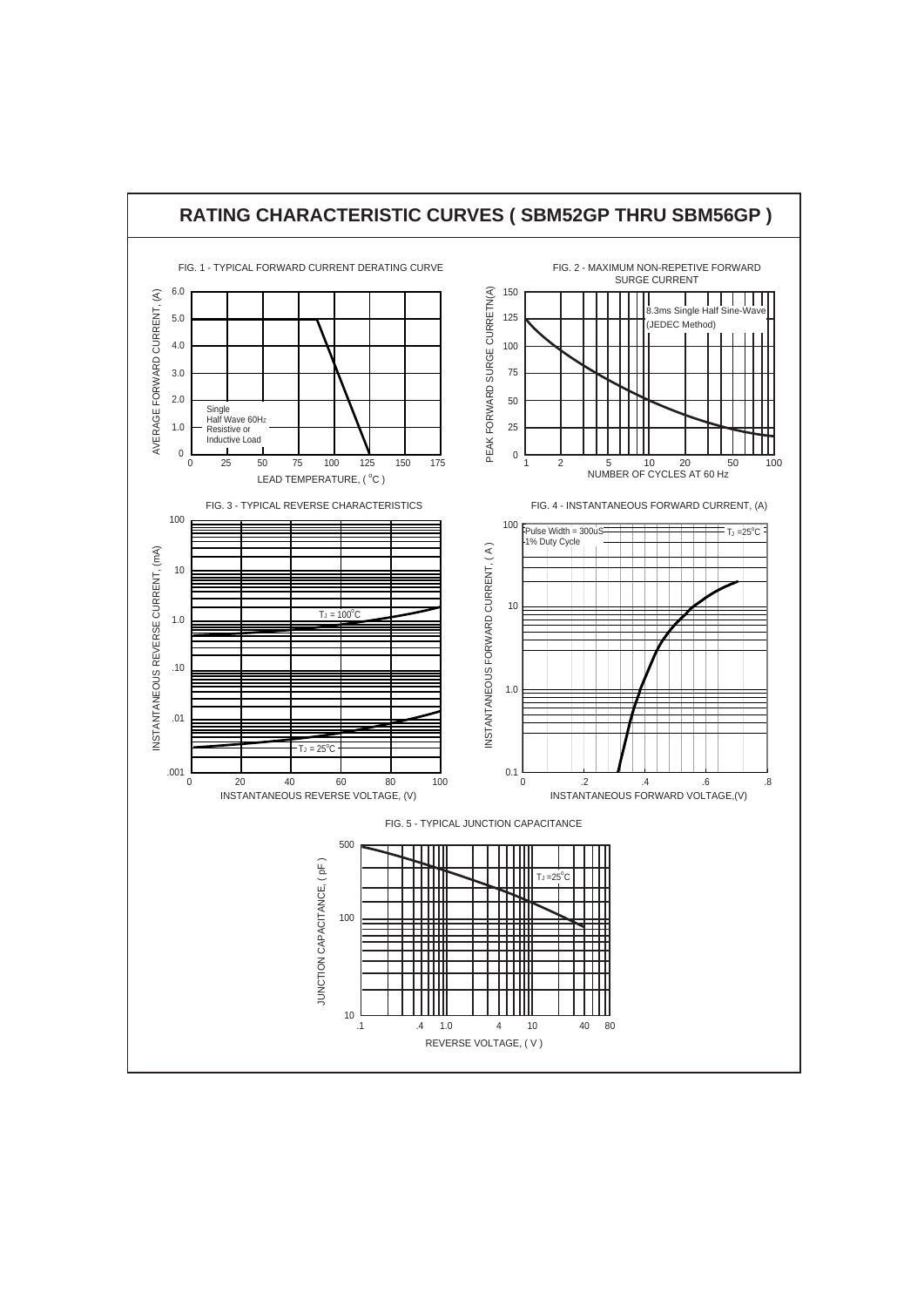# RATING CHARACTERISTIC CURVES ( SBM52GP THRU SBM56GP )

FIG. 1 - TYPICAL FORWARD CURRENT DERATING CURVE

AVERAGE FORWARD CURRENT, (A)

6.0
5.0
4.0
3.0
2.0
1.0
0

Single
Half Wave 60Hz
Resistive or
Inductive Load

0 25 50 75 100 125 150 175

LEAD TEMPERATURE, ( °C )

FIG. 2 - MAXIMUM NON-REPETIVE FORWARD SURGE CURRENT

PEAK FORWARD SURGE CURRETN(A)

150
125
100
75
50
25
0

8.3ms Single Half Sine-Wave
(JEDEC Method)

1 2 5 10 20 50 100

NUMBER OF CYCLES AT 60 Hz

FIG. 3 - TYPICAL REVERSE CHARACTERISTICS

INSTANTANEOUS REVERSE CURRENT, (mA)

100
10
1.0
.10
.01
.001

$T_J$ = 100°C

$T_J$ = 25°C

0 20 40 60 80 100

INSTANTANEOUS REVERSE VOLTAGE, (V)

FIG. 4 - INSTANTANEOUS FORWARD CURRENT, (A)

INSTANTANEOUS FORWARD CURRENT, ( A )

100
10
1.0
0.1

Pulse Width = 300uS
1% Duty Cycle

$T_J$ =25°C

0 .2 .4 .6 .8

INSTANTANEOUS FORWARD VOLTAGE,(V)

FIG. 5 - TYPICAL JUNCTION CAPACITANCE

JUNCTION CAPACITANCE, ( pF )

500
100
10

$T_J$ =25°C

.1 .4 1.0 4 10 40 80

REVERSE VOLTAGE, ( V )